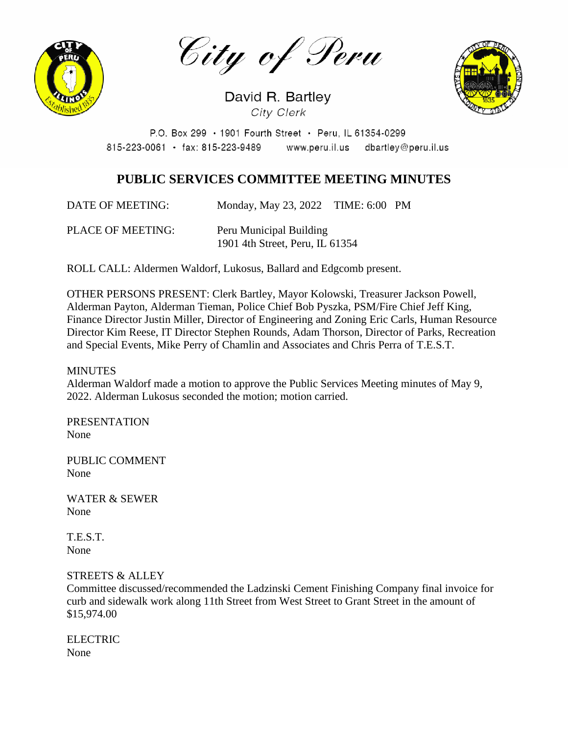City of Peru

David R. Bartley
*City Clerk*

P.O. Box 299 • 1901 Fourth Street • Peru, IL 61354-0299
815-223-0061 • fax: 815-223-9489 www.peru.il.us dbartley@peru.il.us

# PUBLIC SERVICES COMMITTEE MEETING MINUTES

DATE OF MEETING: Monday, May 23, 2022 TIME: 6:00 PM

PLACE OF MEETING: Peru Municipal Building
1901 4th Street, Peru, IL 61354

ROLL CALL: Aldermen Waldorf, Lukosus, Ballard and Edgcomb present.

OTHER PERSONS PRESENT: Clerk Bartley, Mayor Kolowski, Treasurer Jackson Powell, Alderman Payton, Alderman Tieman, Police Chief Bob Pyszka, PSM/Fire Chief Jeff King, Finance Director Justin Miller, Director of Engineering and Zoning Eric Carls, Human Resource Director Kim Reese, IT Director Stephen Rounds, Adam Thorson, Director of Parks, Recreation and Special Events, Mike Perry of Chamlin and Associates and Chris Perra of T.E.S.T.

MINUTES
Alderman Waldorf made a motion to approve the Public Services Meeting minutes of May 9, 2022. Alderman Lukosus seconded the motion; motion carried.

PRESENTATION
None

PUBLIC COMMENT
None

WATER & SEWER
None

T.E.S.T.
None

STREETS & ALLEY
Committee discussed/recommended the Ladzinski Cement Finishing Company final invoice for curb and sidewalk work along 11th Street from West Street to Grant Street in the amount of $15,974.00

ELECTRIC
None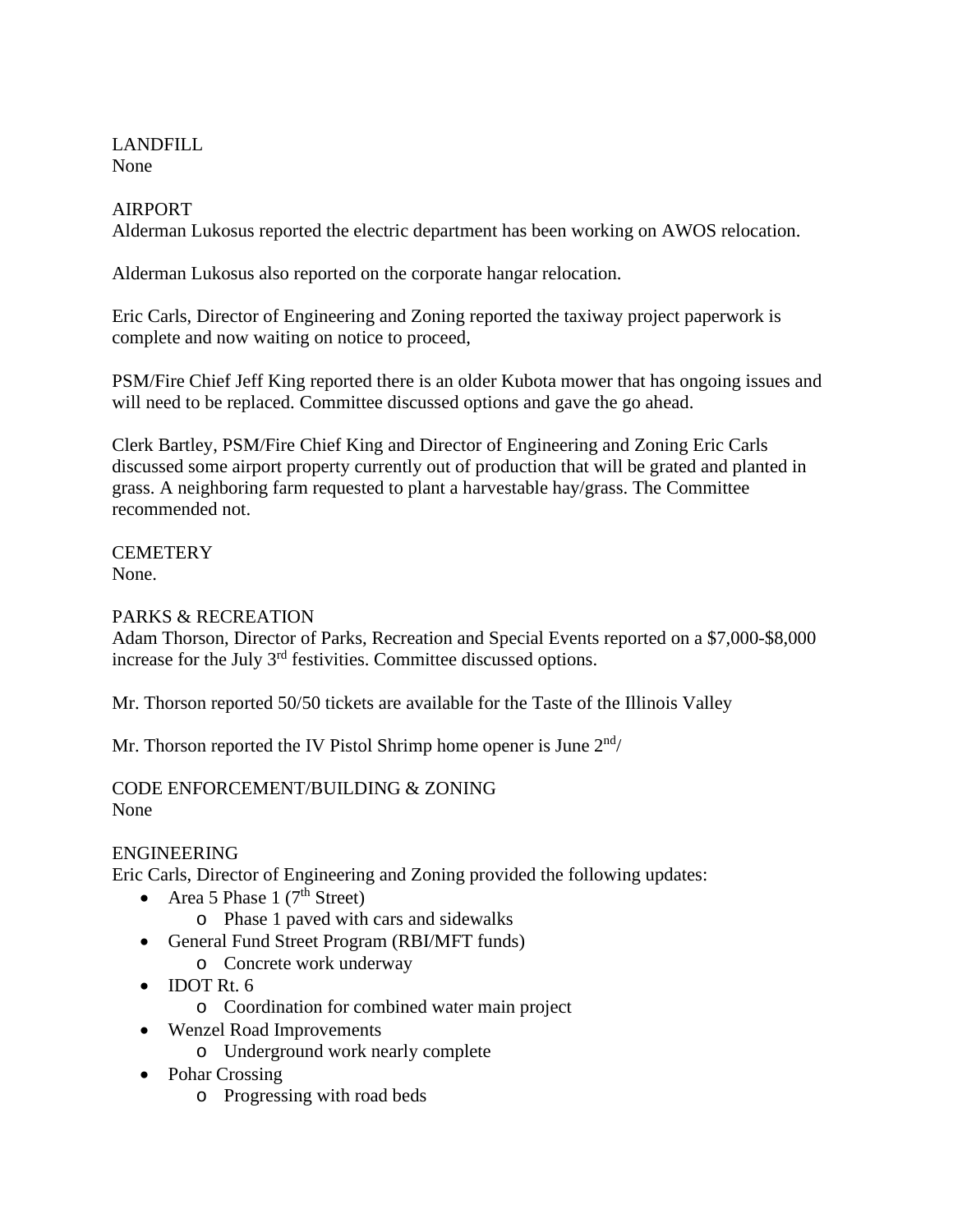LANDFILL
None

AIRPORT
Alderman Lukosus reported the electric department has been working on AWOS relocation.

Alderman Lukosus also reported on the corporate hangar relocation.

Eric Carls, Director of Engineering and Zoning reported the taxiway project paperwork is complete and now waiting on notice to proceed,

PSM/Fire Chief Jeff King reported there is an older Kubota mower that has ongoing issues and will need to be replaced. Committee discussed options and gave the go ahead.

Clerk Bartley, PSM/Fire Chief King and Director of Engineering and Zoning Eric Carls discussed some airport property currently out of production that will be grated and planted in grass. A neighboring farm requested to plant a harvestable hay/grass. The Committee recommended not.

CEMETERY
None.

PARKS & RECREATION
Adam Thorson, Director of Parks, Recreation and Special Events reported on a $7,000-$8,000 increase for the July 3rd festivities. Committee discussed options.

Mr. Thorson reported 50/50 tickets are available for the Taste of the Illinois Valley

Mr. Thorson reported the IV Pistol Shrimp home opener is June 2nd/

CODE ENFORCEMENT/BUILDING & ZONING
None

ENGINEERING
Eric Carls, Director of Engineering and Zoning provided the following updates:

- Area 5 Phase 1 (7th Street)
  - Phase 1 paved with cars and sidewalks
- General Fund Street Program (RBI/MFT funds)
  - Concrete work underway
- IDOT Rt. 6
  - Coordination for combined water main project
- Wenzel Road Improvements
  - Underground work nearly complete
- Pohar Crossing
  - Progressing with road beds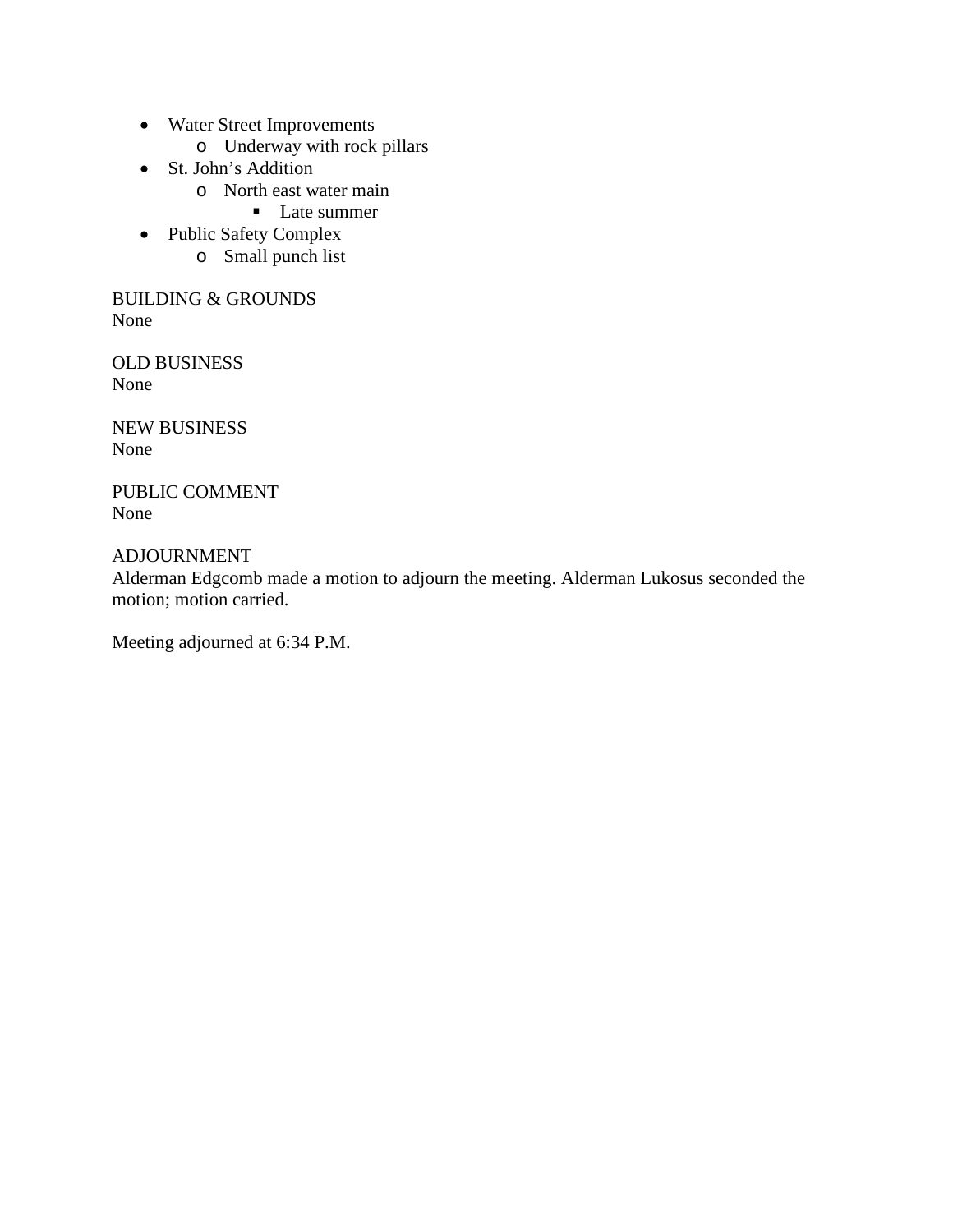- Water Street Improvements
  - Underway with rock pillars
- St. John's Addition
  - North east water main
    - Late summer
- Public Safety Complex
  - Small punch list

BUILDING & GROUNDS
None

OLD BUSINESS
None

NEW BUSINESS
None

PUBLIC COMMENT
None

ADJOURNMENT
Alderman Edgcomb made a motion to adjourn the meeting. Alderman Lukosus seconded the motion; motion carried.

Meeting adjourned at 6:34 P.M.